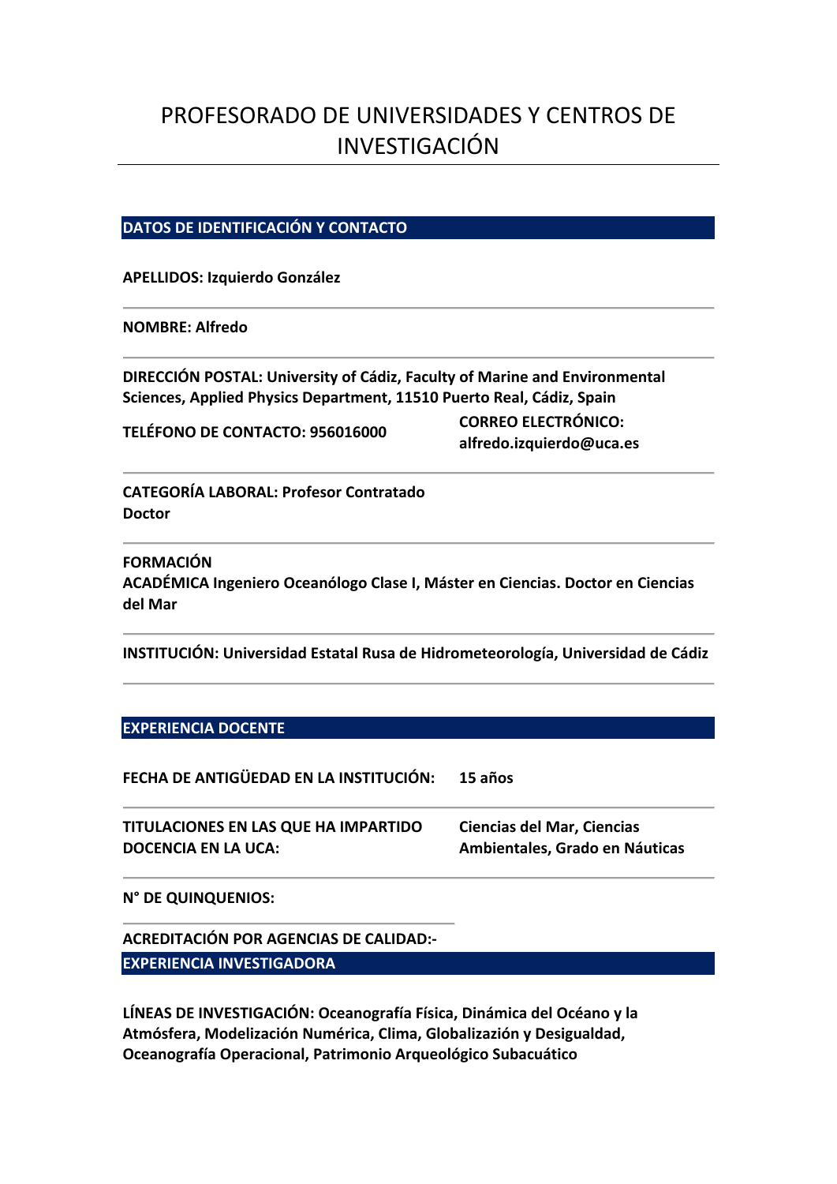# PROFESORADO DE UNIVERSIDADES Y CENTROS DE INVESTIGACIÓN

## DATOS DE IDENTIFICACIÓN Y CONTACTO

**APELLIDOS: Izquierdo González**

**NOMBRE: Alfredo**

**DIRECCIÓN POSTAL: University of Cádiz, Faculty of Marine and Environmental Sciences, Applied Physics Department, 11510 Puerto Real, Cádiz, Spain**

**TELÉFONO DE CONTACTO: 956016000**

**CORREO ELECTRÓNICO: alfredo.izquierdo@uca.es**

**CATEGORÍA LABORAL: Profesor Contratado Doctor**

**FORMACIÓN ACADÉMICA Ingeniero Oceanólogo Clase I, Máster en Ciencias. Doctor en Ciencias del Mar**

**INSTITUCIÓN: Universidad Estatal Rusa de Hidrometeorología, Universidad de Cádiz**

## EXPERIENCIA DOCENTE

**FECHA DE ANTIGÜEDAD EN LA INSTITUCIÓN: 15 años**

**TITULACIONES EN LAS QUE HA IMPARTIDO DOCENCIA EN LA UCA: Ciencias del Mar, Ciencias Ambientales, Grado en Náuticas**

**N° DE QUINQUENIOS:**

**ACREDITACIÓN POR AGENCIAS DE CALIDAD:-**

## EXPERIENCIA INVESTIGADORA

**LÍNEAS DE INVESTIGACIÓN: Oceanografía Física, Dinámica del Océano y la Atmósfera, Modelización Numérica, Clima, Globalización y Desigualdad, Oceanografía Operacional, Patrimonio Arqueológico Subacuático**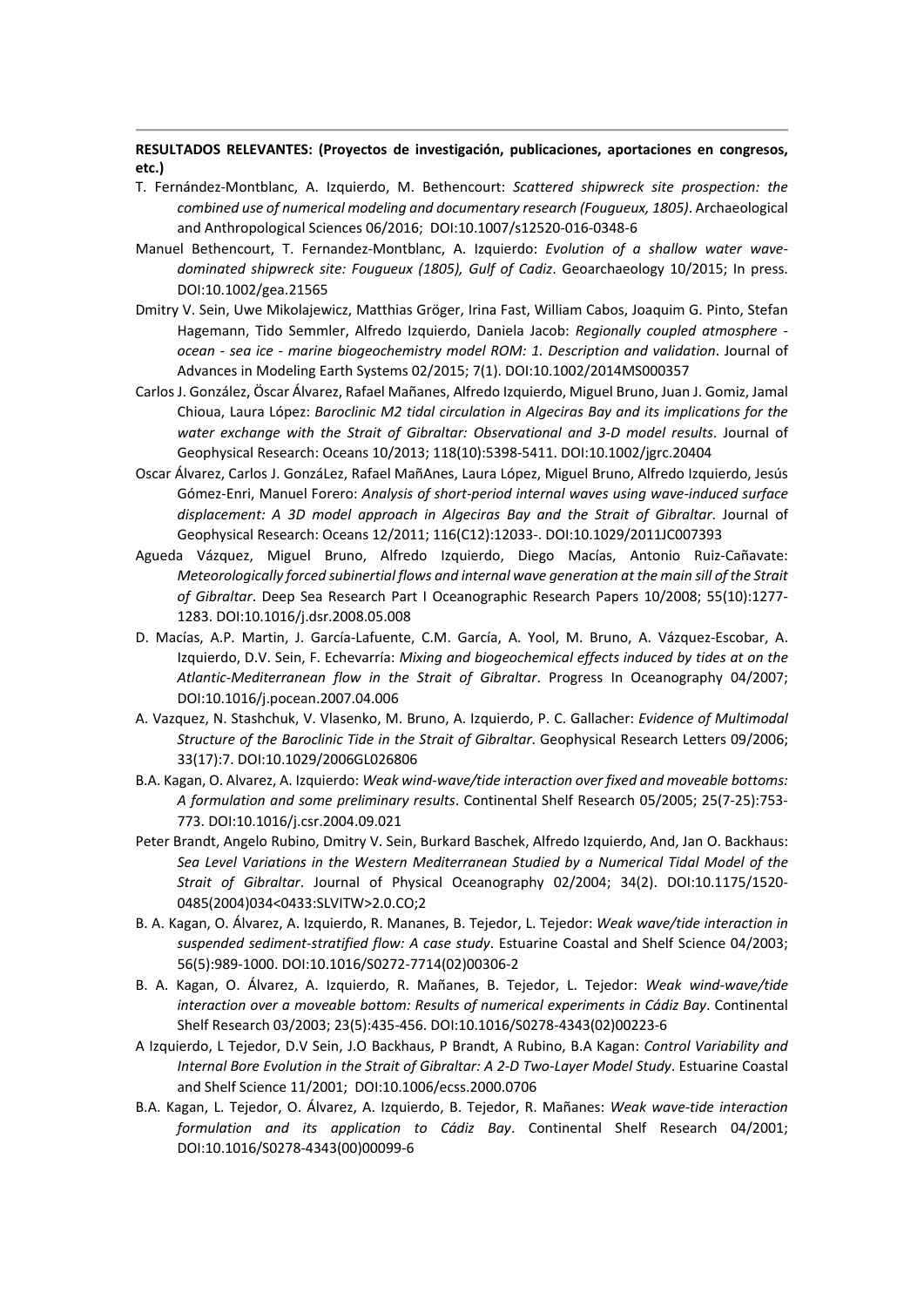**RESULTADOS RELEVANTES: (Proyectos de investigación, publicaciones, aportaciones en congresos, etc.)**

T. Fernández-Montblanc, A. Izquierdo, M. Bethencourt: *Scattered shipwreck site prospection: the combined use of numerical modeling and documentary research (Fougueux, 1805)*. Archaeological and Anthropological Sciences 06/2016; DOI:10.1007/s12520-016-0348-6

Manuel Bethencourt, T. Fernandez-Montblanc, A. Izquierdo: *Evolution of a shallow water wave-dominated shipwreck site: Fougueux (1805), Gulf of Cadiz*. Geoarchaeology 10/2015; In press. DOI:10.1002/gea.21565

Dmitry V. Sein, Uwe Mikolajewicz, Matthias Gröger, Irina Fast, William Cabos, Joaquim G. Pinto, Stefan Hagemann, Tido Semmler, Alfredo Izquierdo, Daniela Jacob: *Regionally coupled atmosphere - ocean - sea ice - marine biogeochemistry model ROM: 1. Description and validation*. Journal of Advances in Modeling Earth Systems 02/2015; 7(1). DOI:10.1002/2014MS000357

Carlos J. González, Öscar Álvarez, Rafael Mañanes, Alfredo Izquierdo, Miguel Bruno, Juan J. Gomiz, Jamal Chioua, Laura López: *Baroclinic M2 tidal circulation in Algeciras Bay and its implications for the water exchange with the Strait of Gibraltar: Observational and 3-D model results*. Journal of Geophysical Research: Oceans 10/2013; 118(10):5398-5411. DOI:10.1002/jgrc.20404

Oscar Álvarez, Carlos J. GonzáLez, Rafael MañAnes, Laura López, Miguel Bruno, Alfredo Izquierdo, Jesús Gómez-Enri, Manuel Forero: *Analysis of short-period internal waves using wave-induced surface displacement: A 3D model approach in Algeciras Bay and the Strait of Gibraltar*. Journal of Geophysical Research: Oceans 12/2011; 116(C12):12033-. DOI:10.1029/2011JC007393

Agueda Vázquez, Miguel Bruno, Alfredo Izquierdo, Diego Macías, Antonio Ruiz-Cañavate: *Meteorologically forced subinertial flows and internal wave generation at the main sill of the Strait of Gibraltar*. Deep Sea Research Part I Oceanographic Research Papers 10/2008; 55(10):1277-1283. DOI:10.1016/j.dsr.2008.05.008

D. Macías, A.P. Martin, J. García-Lafuente, C.M. García, A. Yool, M. Bruno, A. Vázquez-Escobar, A. Izquierdo, D.V. Sein, F. Echevarría: *Mixing and biogeochemical effects induced by tides at on the Atlantic-Mediterranean flow in the Strait of Gibraltar*. Progress In Oceanography 04/2007; DOI:10.1016/j.pocean.2007.04.006

A. Vazquez, N. Stashchuk, V. Vlasenko, M. Bruno, A. Izquierdo, P. C. Gallacher: *Evidence of Multimodal Structure of the Baroclinic Tide in the Strait of Gibraltar*. Geophysical Research Letters 09/2006; 33(17):7. DOI:10.1029/2006GL026806

B.A. Kagan, O. Alvarez, A. Izquierdo: *Weak wind-wave/tide interaction over fixed and moveable bottoms: A formulation and some preliminary results*. Continental Shelf Research 05/2005; 25(7-25):753-773. DOI:10.1016/j.csr.2004.09.021

Peter Brandt, Angelo Rubino, Dmitry V. Sein, Burkard Baschek, Alfredo Izquierdo, And, Jan O. Backhaus: *Sea Level Variations in the Western Mediterranean Studied by a Numerical Tidal Model of the Strait of Gibraltar*. Journal of Physical Oceanography 02/2004; 34(2). DOI:10.1175/1520-0485(2004)034<0433:SLVITW>2.0.CO;2

B. A. Kagan, O. Álvarez, A. Izquierdo, R. Mananes, B. Tejedor, L. Tejedor: *Weak wave/tide interaction in suspended sediment-stratified flow: A case study*. Estuarine Coastal and Shelf Science 04/2003; 56(5):989-1000. DOI:10.1016/S0272-7714(02)00306-2

B. A. Kagan, O. Álvarez, A. Izquierdo, R. Mañanes, B. Tejedor, L. Tejedor: *Weak wind-wave/tide interaction over a moveable bottom: Results of numerical experiments in Cádiz Bay*. Continental Shelf Research 03/2003; 23(5):435-456. DOI:10.1016/S0278-4343(02)00223-6

A Izquierdo, L Tejedor, D.V Sein, J.O Backhaus, P Brandt, A Rubino, B.A Kagan: *Control Variability and Internal Bore Evolution in the Strait of Gibraltar: A 2-D Two-Layer Model Study*. Estuarine Coastal and Shelf Science 11/2001; DOI:10.1006/ecss.2000.0706

B.A. Kagan, L. Tejedor, O. Álvarez, A. Izquierdo, B. Tejedor, R. Mañanes: *Weak wave-tide interaction formulation and its application to Cádiz Bay*. Continental Shelf Research 04/2001; DOI:10.1016/S0278-4343(00)00099-6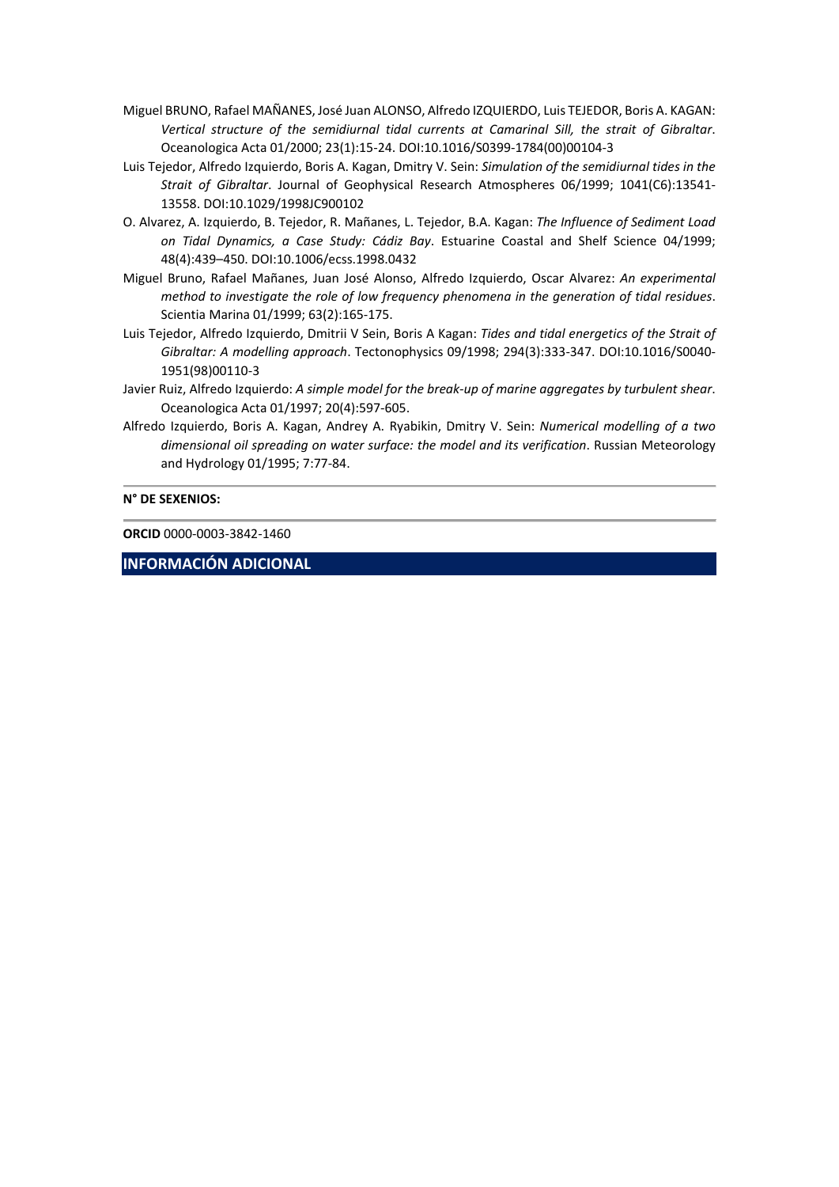- Miguel BRUNO, Rafael MAÑANES, José Juan ALONSO, Alfredo IZQUIERDO, Luis TEJEDOR, Boris A. KAGAN: *Vertical structure of the semidiurnal tidal currents at Camarinal Sill, the strait of Gibraltar*. Oceanologica Acta 01/2000; 23(1):15-24. DOI:10.1016/S0399-1784(00)00104-3
- Luis Tejedor, Alfredo Izquierdo, Boris A. Kagan, Dmitry V. Sein: *Simulation of the semidiurnal tides in the Strait of Gibraltar*. Journal of Geophysical Research Atmospheres 06/1999; 1041(C6):13541-13558. DOI:10.1029/1998JC900102
- O. Alvarez, A. Izquierdo, B. Tejedor, R. Mañanes, L. Tejedor, B.A. Kagan: *The Influence of Sediment Load on Tidal Dynamics, a Case Study: Cádiz Bay*. Estuarine Coastal and Shelf Science 04/1999; 48(4):439–450. DOI:10.1006/ecss.1998.0432
- Miguel Bruno, Rafael Mañanes, Juan José Alonso, Alfredo Izquierdo, Oscar Alvarez: *An experimental method to investigate the role of low frequency phenomena in the generation of tidal residues*. Scientia Marina 01/1999; 63(2):165-175.
- Luis Tejedor, Alfredo Izquierdo, Dmitrii V Sein, Boris A Kagan: *Tides and tidal energetics of the Strait of Gibraltar: A modelling approach*. Tectonophysics 09/1998; 294(3):333-347. DOI:10.1016/S0040-1951(98)00110-3
- Javier Ruiz, Alfredo Izquierdo: *A simple model for the break-up of marine aggregates by turbulent shear*. Oceanologica Acta 01/1997; 20(4):597-605.
- Alfredo Izquierdo, Boris A. Kagan, Andrey A. Ryabikin, Dmitry V. Sein: *Numerical modelling of a two dimensional oil spreading on water surface: the model and its verification*. Russian Meteorology and Hydrology 01/1995; 7:77-84.

---

**N° DE SEXENIOS:**

---

**ORCID** 0000-0003-3842-1460

## INFORMACIÓN ADICIONAL